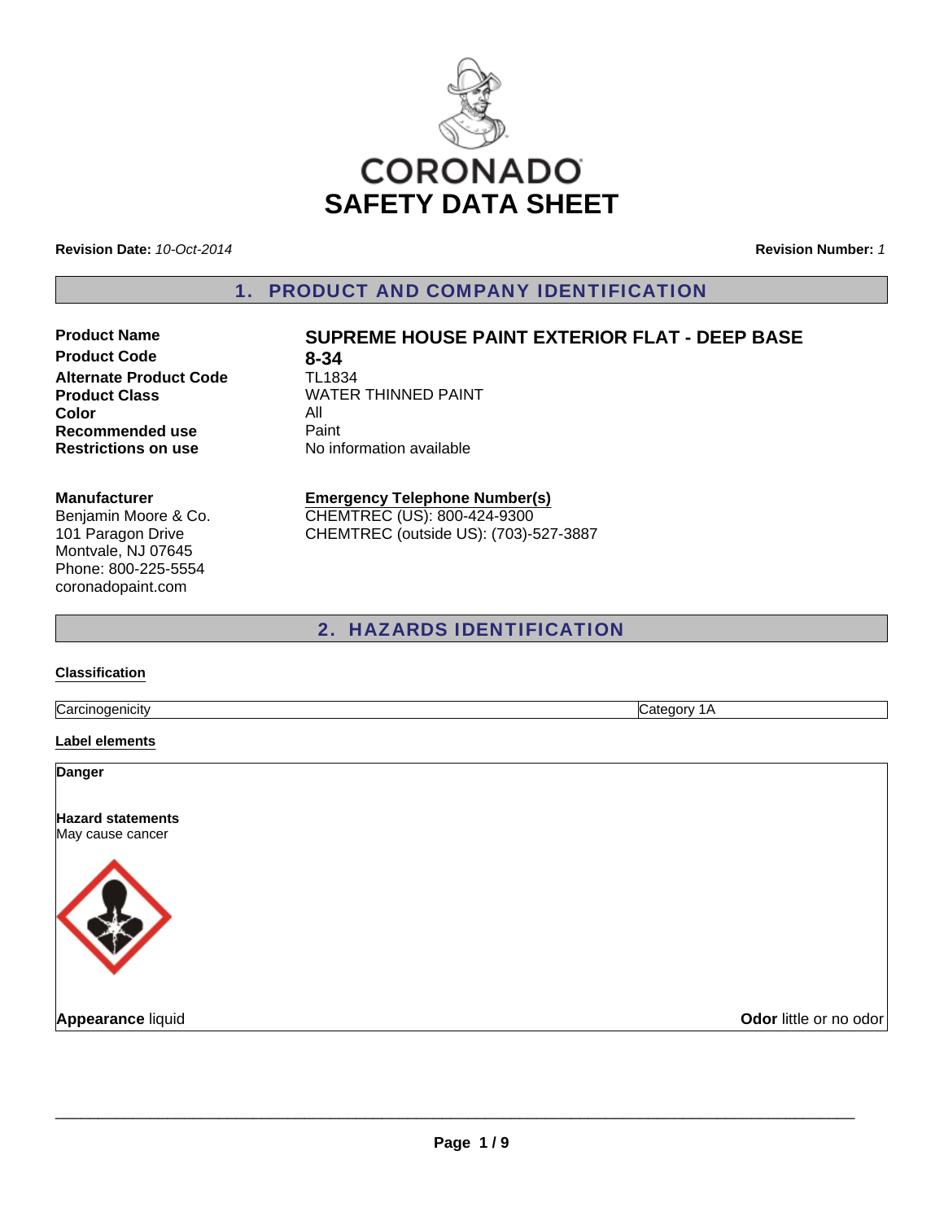CORONADO

# SAFETY DATA SHEET

**Revision Date:** *10-Oct-2014*

**Revision Number:** *1*

## 1. PRODUCT AND COMPANY IDENTIFICATION

| | |
|---|---|
| **Product Name** | **SUPREME HOUSE PAINT EXTERIOR FLAT - DEEP BASE** |
| **Product Code** | **8-34** |
| **Alternate Product Code** | TL1834 |
| **Product Class** | WATER THINNED PAINT |
| **Color** | All |
| **Recommended use** | Paint |
| **Restrictions on use** | No information available |

**Manufacturer**
Benjamin Moore & Co.
101 Paragon Drive
Montvale, NJ 07645
Phone: 800-225-5554
coronadopaint.com

**Emergency Telephone Number(s)**
CHEMTREC (US): 800-424-9300
CHEMTREC (outside US): (703)-527-3887

## 2. HAZARDS IDENTIFICATION

**Classification**

| | |
|---|---|
| Carcinogenicity | Category 1A |

**Label elements**

**Danger**

**Hazard statements**
May cause cancer

**Appearance** liquid

**Odor** little or no odor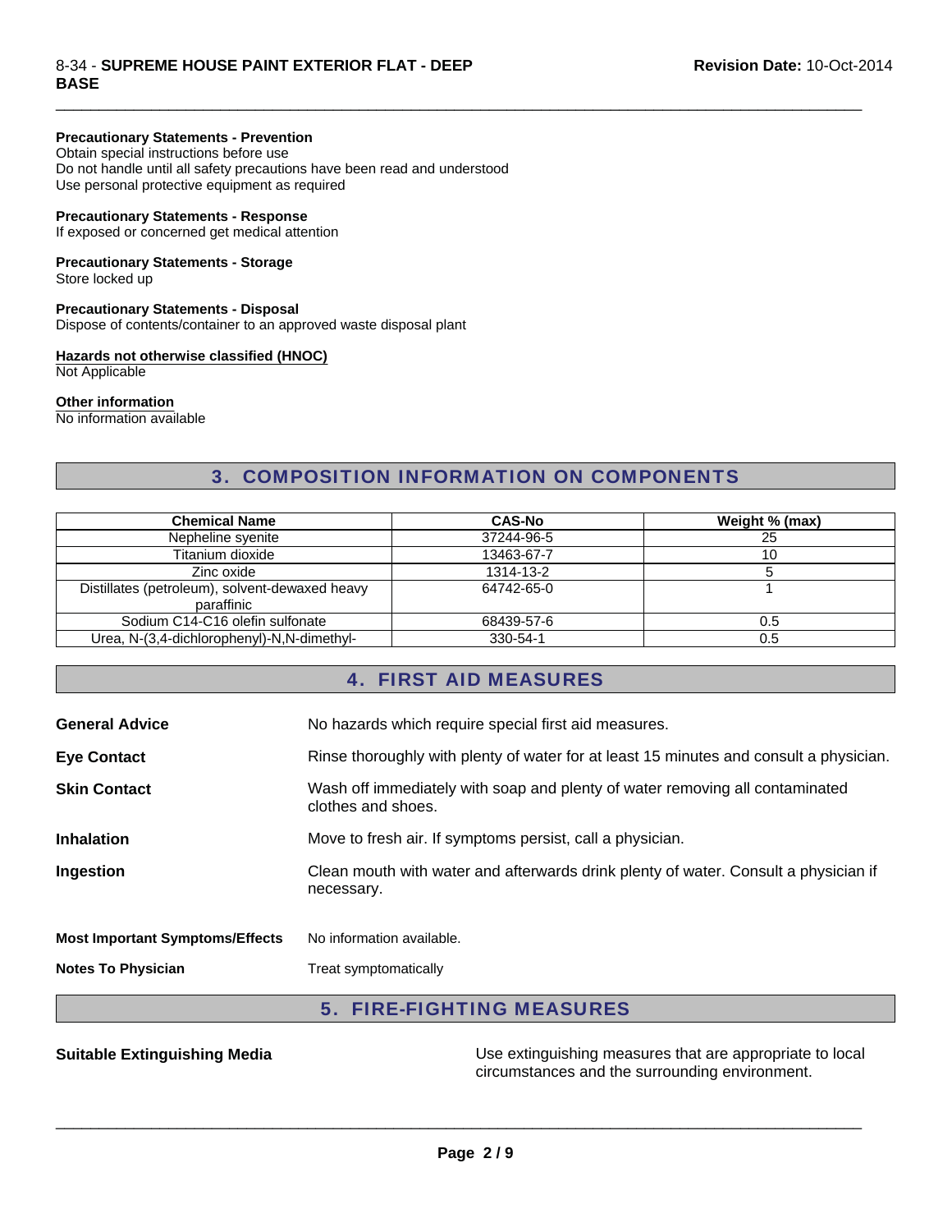**Precautionary Statements - Prevention**
Obtain special instructions before use
Do not handle until all safety precautions have been read and understood
Use personal protective equipment as required

**Precautionary Statements - Response**
If exposed or concerned get medical attention

**Precautionary Statements - Storage**
Store locked up

**Precautionary Statements - Disposal**
Dispose of contents/container to an approved waste disposal plant

**Hazards not otherwise classified (HNOC)**
Not Applicable

**Other information**
No information available

## 3. COMPOSITION INFORMATION ON COMPONENTS

| Chemical Name | CAS-No | Weight % (max) |
|---|---|---|
| Nepheline syenite | 37244-96-5 | 25 |
| Titanium dioxide | 13463-67-7 | 10 |
| Zinc oxide | 1314-13-2 | 5 |
| Distillates (petroleum), solvent-dewaxed heavy paraffinic | 64742-65-0 | 1 |
| Sodium C14-C16 olefin sulfonate | 68439-57-6 | 0.5 |
| Urea, N-(3,4-dichlorophenyl)-N,N-dimethyl- | 330-54-1 | 0.5 |

## 4. FIRST AID MEASURES

**General Advice** No hazards which require special first aid measures.

**Eye Contact** Rinse thoroughly with plenty of water for at least 15 minutes and consult a physician.

**Skin Contact** Wash off immediately with soap and plenty of water removing all contaminated clothes and shoes.

**Inhalation** Move to fresh air. If symptoms persist, call a physician.

**Ingestion** Clean mouth with water and afterwards drink plenty of water. Consult a physician if necessary.

**Most Important Symptoms/Effects** No information available.

**Notes To Physician** Treat symptomatically

## 5. FIRE-FIGHTING MEASURES

**Suitable Extinguishing Media** Use extinguishing measures that are appropriate to local circumstances and the surrounding environment.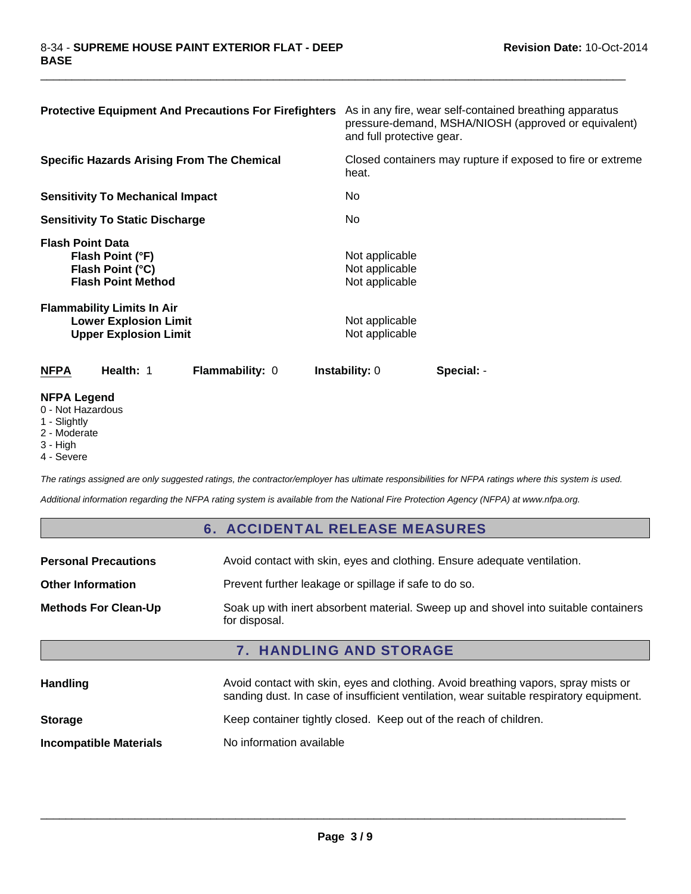| | |
|---|---|
| **Protective Equipment And Precautions For Firefighters** | As in any fire, wear self-contained breathing apparatus pressure-demand, MSHA/NIOSH (approved or equivalent) and full protective gear. |
| **Specific Hazards Arising From The Chemical** | Closed containers may rupture if exposed to fire or extreme heat. |
| **Sensitivity To Mechanical Impact** | No |
| **Sensitivity To Static Discharge** | No |
| **Flash Point Data** | |
| **Flash Point (°F)** | Not applicable |
| **Flash Point (°C)** | Not applicable |
| **Flash Point Method** | Not applicable |
| **Flammability Limits In Air** | |
| **Lower Explosion Limit** | Not applicable |
| **Upper Explosion Limit** | Not applicable |

| **NFPA** | **Health:** 1 | **Flammability:** 0 | **Instability:** 0 | **Special:** - |
|---|---|---|---|---|

**NFPA Legend**

0 - Not Hazardous
1 - Slightly
2 - Moderate
3 - High
4 - Severe

*The ratings assigned are only suggested ratings, the contractor/employer has ultimate responsibilities for NFPA ratings where this system is used.*

*Additional information regarding the NFPA rating system is available from the National Fire Protection Agency (NFPA) at www.nfpa.org.*

## 6. ACCIDENTAL RELEASE MEASURES

| | |
|---|---|
| **Personal Precautions** | Avoid contact with skin, eyes and clothing. Ensure adequate ventilation. |
| **Other Information** | Prevent further leakage or spillage if safe to do so. |
| **Methods For Clean-Up** | Soak up with inert absorbent material. Sweep up and shovel into suitable containers for disposal. |

## 7. HANDLING AND STORAGE

| | |
|---|---|
| **Handling** | Avoid contact with skin, eyes and clothing. Avoid breathing vapors, spray mists or sanding dust. In case of insufficient ventilation, wear suitable respiratory equipment. |
| **Storage** | Keep container tightly closed. Keep out of the reach of children. |
| **Incompatible Materials** | No information available |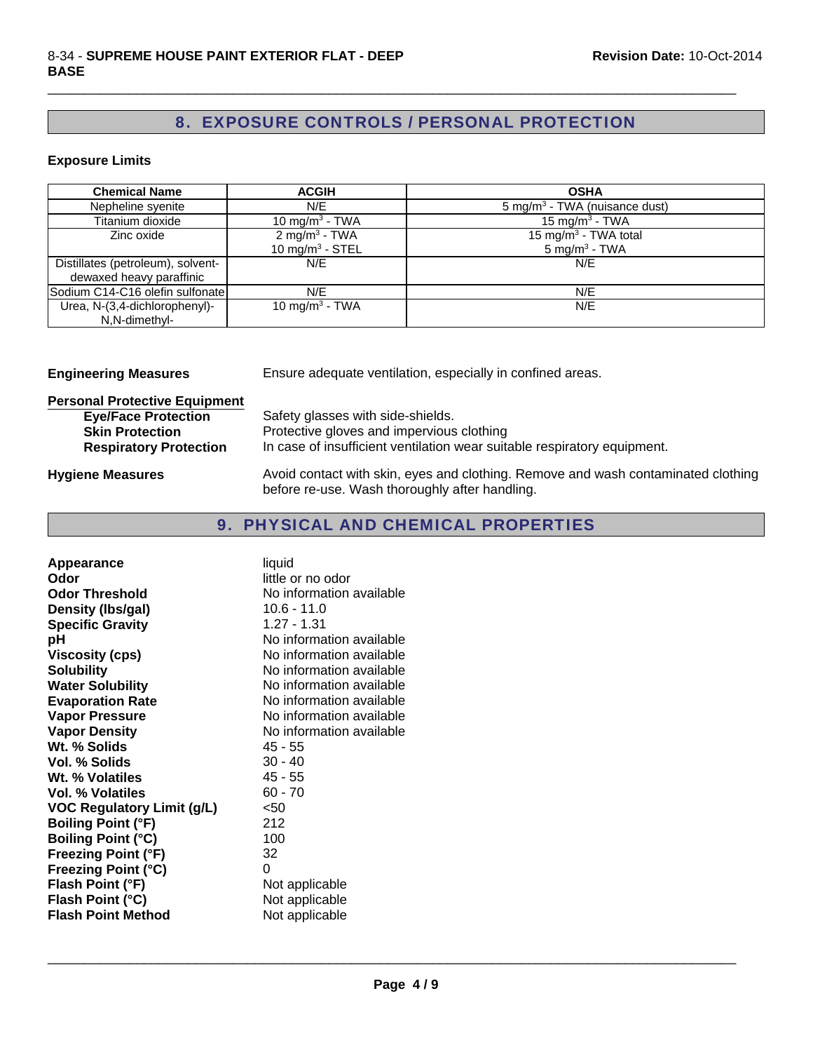## 8. EXPOSURE CONTROLS / PERSONAL PROTECTION

### Exposure Limits

| Chemical Name | ACGIH | OSHA |
|---|---|---|
| Nepheline syenite | N/E | 5 mg/m$^3$ - TWA (nuisance dust) |
| Titanium dioxide | 10 mg/m$^3$ - TWA | 15 mg/m$^3$ - TWA |
| Zinc oxide | 2 mg/m$^3$ - TWA<br>10 mg/m$^3$ - STEL | 15 mg/m$^3$ - TWA total<br>5 mg/m$^3$ - TWA |
| Distillates (petroleum), solvent-dewaxed heavy paraffinic | N/E | N/E |
| Sodium C14-C16 olefin sulfonate | N/E | N/E |
| Urea, N-(3,4-dichlorophenyl)-N,N-dimethyl- | 10 mg/m$^3$ - TWA | N/E |

**Engineering Measures** Ensure adequate ventilation, especially in confined areas.

**Personal Protective Equipment**

- **Eye/Face Protection** Safety glasses with side-shields.
- **Skin Protection** Protective gloves and impervious clothing
- **Respiratory Protection** In case of insufficient ventilation wear suitable respiratory equipment.

**Hygiene Measures** Avoid contact with skin, eyes and clothing. Remove and wash contaminated clothing before re-use. Wash thoroughly after handling.

## 9. PHYSICAL AND CHEMICAL PROPERTIES

| Property | Value |
|---|---|
| **Appearance** | liquid |
| **Odor** | little or no odor |
| **Odor Threshold** | No information available |
| **Density (lbs/gal)** | 10.6 - 11.0 |
| **Specific Gravity** | 1.27 - 1.31 |
| **pH** | No information available |
| **Viscosity (cps)** | No information available |
| **Solubility** | No information available |
| **Water Solubility** | No information available |
| **Evaporation Rate** | No information available |
| **Vapor Pressure** | No information available |
| **Vapor Density** | No information available |
| **Wt. % Solids** | 45 - 55 |
| **Vol. % Solids** | 30 - 40 |
| **Wt. % Volatiles** | 45 - 55 |
| **Vol. % Volatiles** | 60 - 70 |
| **VOC Regulatory Limit (g/L)** | <50 |
| **Boiling Point (°F)** | 212 |
| **Boiling Point (°C)** | 100 |
| **Freezing Point (°F)** | 32 |
| **Freezing Point (°C)** | 0 |
| **Flash Point (°F)** | Not applicable |
| **Flash Point (°C)** | Not applicable |
| **Flash Point Method** | Not applicable |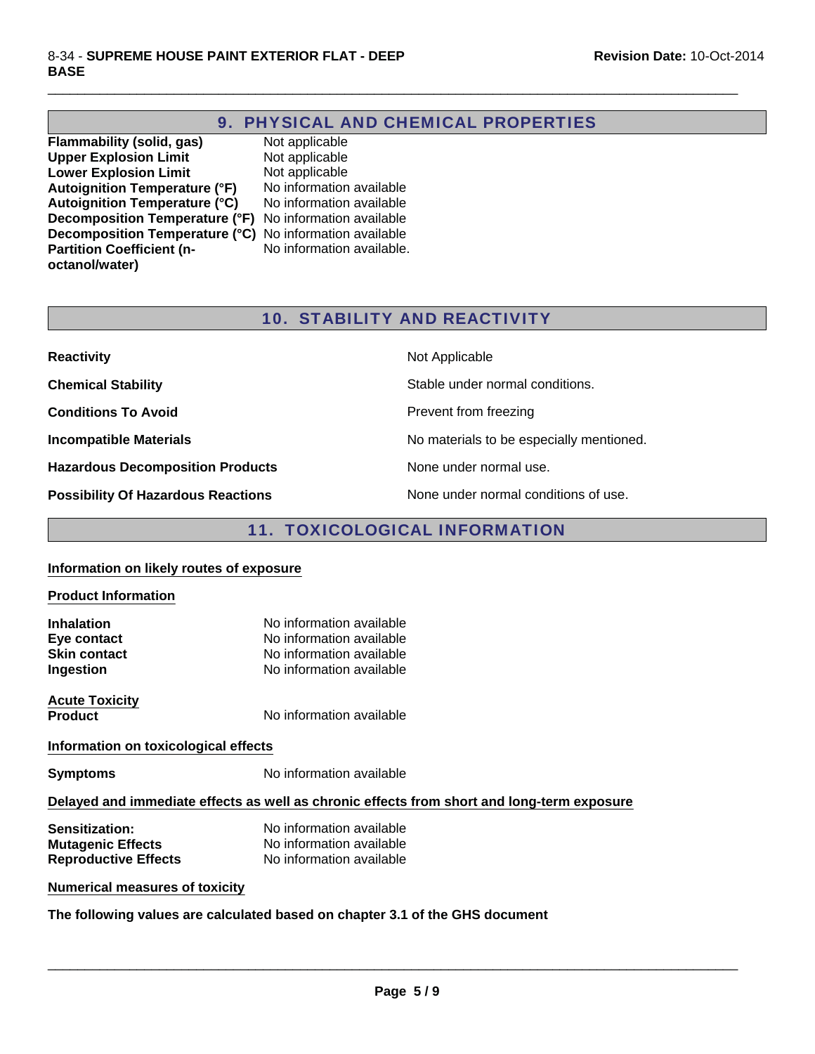## 9. PHYSICAL AND CHEMICAL PROPERTIES

| | |
|---|---|
| **Flammability (solid, gas)** | Not applicable |
| **Upper Explosion Limit** | Not applicable |
| **Lower Explosion Limit** | Not applicable |
| **Autoignition Temperature (°F)** | No information available |
| **Autoignition Temperature (°C)** | No information available |
| **Decomposition Temperature (°F)** | No information available |
| **Decomposition Temperature (°C)** | No information available |
| **Partition Coefficient (n-octanol/water)** | No information available. |

## 10. STABILITY AND REACTIVITY

| | |
|---|---|
| **Reactivity** | Not Applicable |
| **Chemical Stability** | Stable under normal conditions. |
| **Conditions To Avoid** | Prevent from freezing |
| **Incompatible Materials** | No materials to be especially mentioned. |
| **Hazardous Decomposition Products** | None under normal use. |
| **Possibility Of Hazardous Reactions** | None under normal conditions of use. |

## 11. TOXICOLOGICAL INFORMATION

### Information on likely routes of exposure

#### Product Information

| | |
|---|---|
| **Inhalation** | No information available |
| **Eye contact** | No information available |
| **Skin contact** | No information available |
| **Ingestion** | No information available |

#### Acute Toxicity

| | |
|---|---|
| **Product** | No information available |

### Information on toxicological effects

| | |
|---|---|
| **Symptoms** | No information available |

### Delayed and immediate effects as well as chronic effects from short and long-term exposure

| | |
|---|---|
| **Sensitization:** | No information available |
| **Mutagenic Effects** | No information available |
| **Reproductive Effects** | No information available |

### Numerical measures of toxicity

**The following values are calculated based on chapter 3.1 of the GHS document**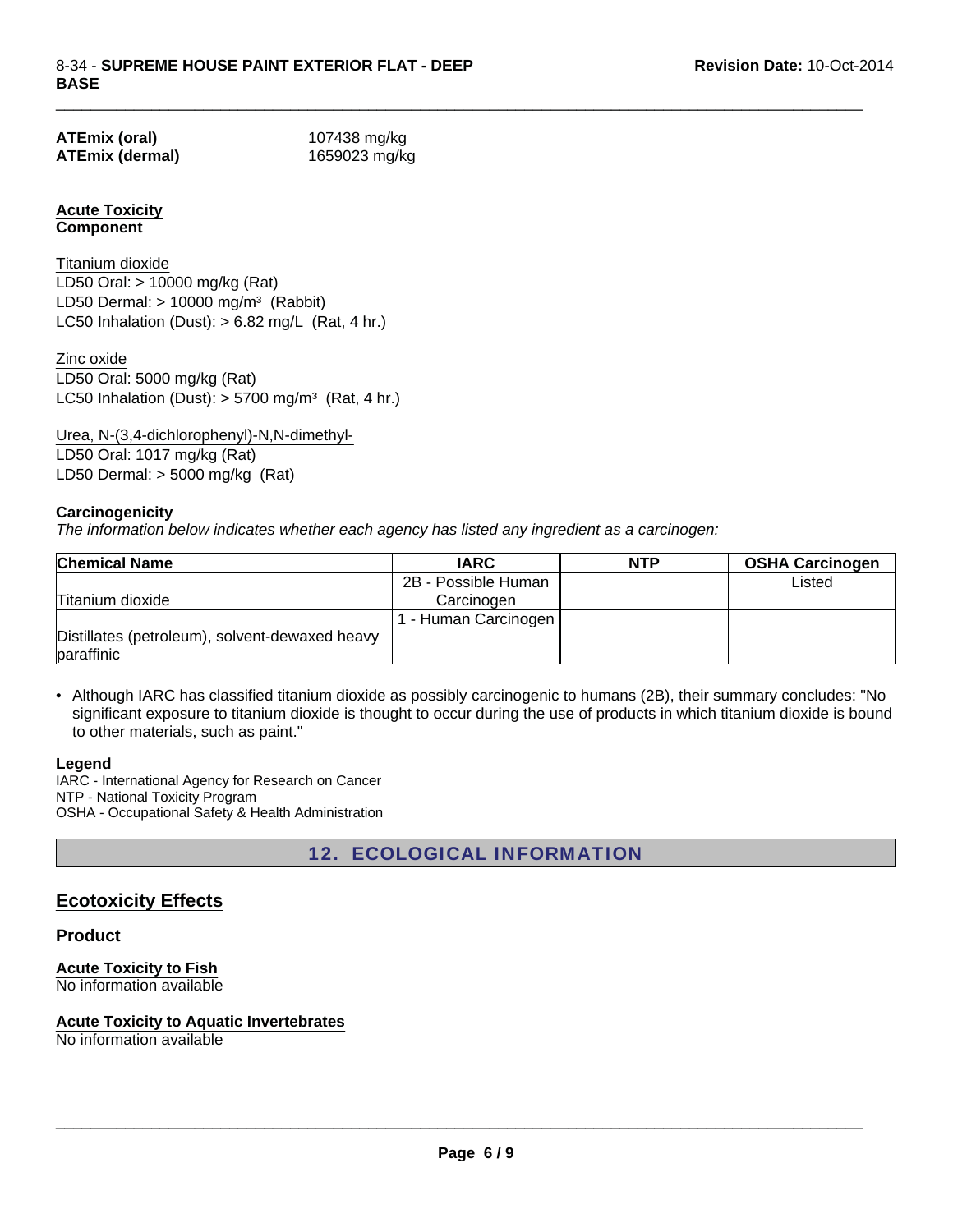**ATEmix (oral)** 107438 mg/kg
**ATEmix (dermal)** 1659023 mg/kg

**Acute Toxicity**
**Component**

Titanium dioxide
LD50 Oral: > 10000 mg/kg (Rat)
LD50 Dermal: > 10000 mg/m³ (Rabbit)
LC50 Inhalation (Dust): > 6.82 mg/L (Rat, 4 hr.)

Zinc oxide
LD50 Oral: 5000 mg/kg (Rat)
LC50 Inhalation (Dust): > 5700 mg/m³ (Rat, 4 hr.)

Urea, N-(3,4-dichlorophenyl)-N,N-dimethyl-
LD50 Oral: 1017 mg/kg (Rat)
LD50 Dermal: > 5000 mg/kg (Rat)

**Carcinogenicity**

*The information below indicates whether each agency has listed any ingredient as a carcinogen:*

| Chemical Name | IARC | NTP | OSHA Carcinogen |
|---|---|---|---|
| Titanium dioxide | 2B - Possible Human Carcinogen | | Listed |
| Distillates (petroleum), solvent-dewaxed heavy paraffinic | 1 - Human Carcinogen | | |

- Although IARC has classified titanium dioxide as possibly carcinogenic to humans (2B), their summary concludes: "No significant exposure to titanium dioxide is thought to occur during the use of products in which titanium dioxide is bound to other materials, such as paint."

**Legend**
IARC - International Agency for Research on Cancer
NTP - National Toxicity Program
OSHA - Occupational Safety & Health Administration

## 12. ECOLOGICAL INFORMATION

### Ecotoxicity Effects

### Product

**Acute Toxicity to Fish**
No information available

**Acute Toxicity to Aquatic Invertebrates**
No information available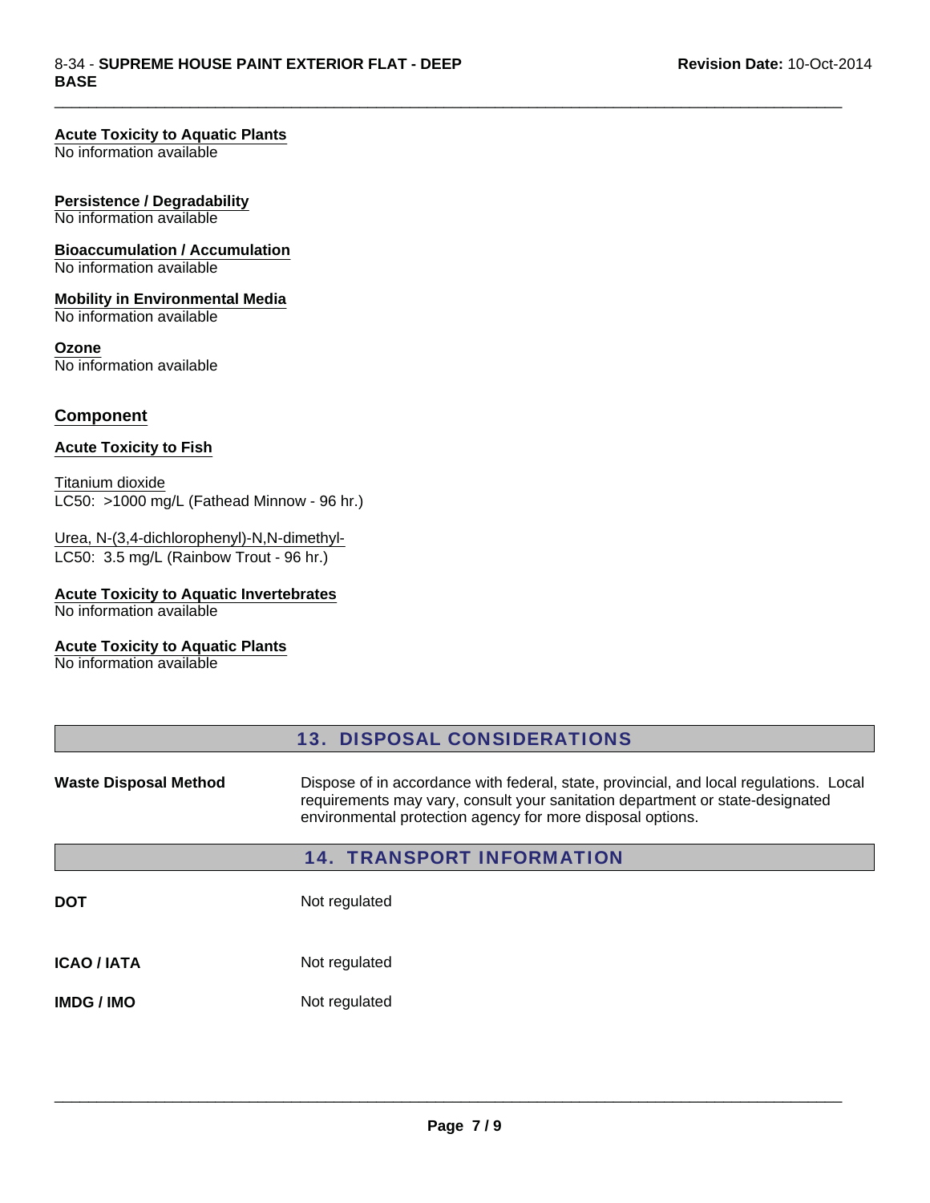**Acute Toxicity to Aquatic Plants**
No information available

**Persistence / Degradability**
No information available

**Bioaccumulation / Accumulation**
No information available

**Mobility in Environmental Media**
No information available

**Ozone**
No information available

## Component

**Acute Toxicity to Fish**

Titanium dioxide
LC50: >1000 mg/L (Fathead Minnow - 96 hr.)

Urea, N-(3,4-dichlorophenyl)-N,N-dimethyl-
LC50: 3.5 mg/L (Rainbow Trout - 96 hr.)

**Acute Toxicity to Aquatic Invertebrates**
No information available

**Acute Toxicity to Aquatic Plants**
No information available

## 13. DISPOSAL CONSIDERATIONS

**Waste Disposal Method** Dispose of in accordance with federal, state, provincial, and local regulations. Local requirements may vary, consult your sanitation department or state-designated environmental protection agency for more disposal options.

## 14. TRANSPORT INFORMATION

| | |
|---|---|
| **DOT** | Not regulated |
| **ICAO / IATA** | Not regulated |
| **IMDG / IMO** | Not regulated |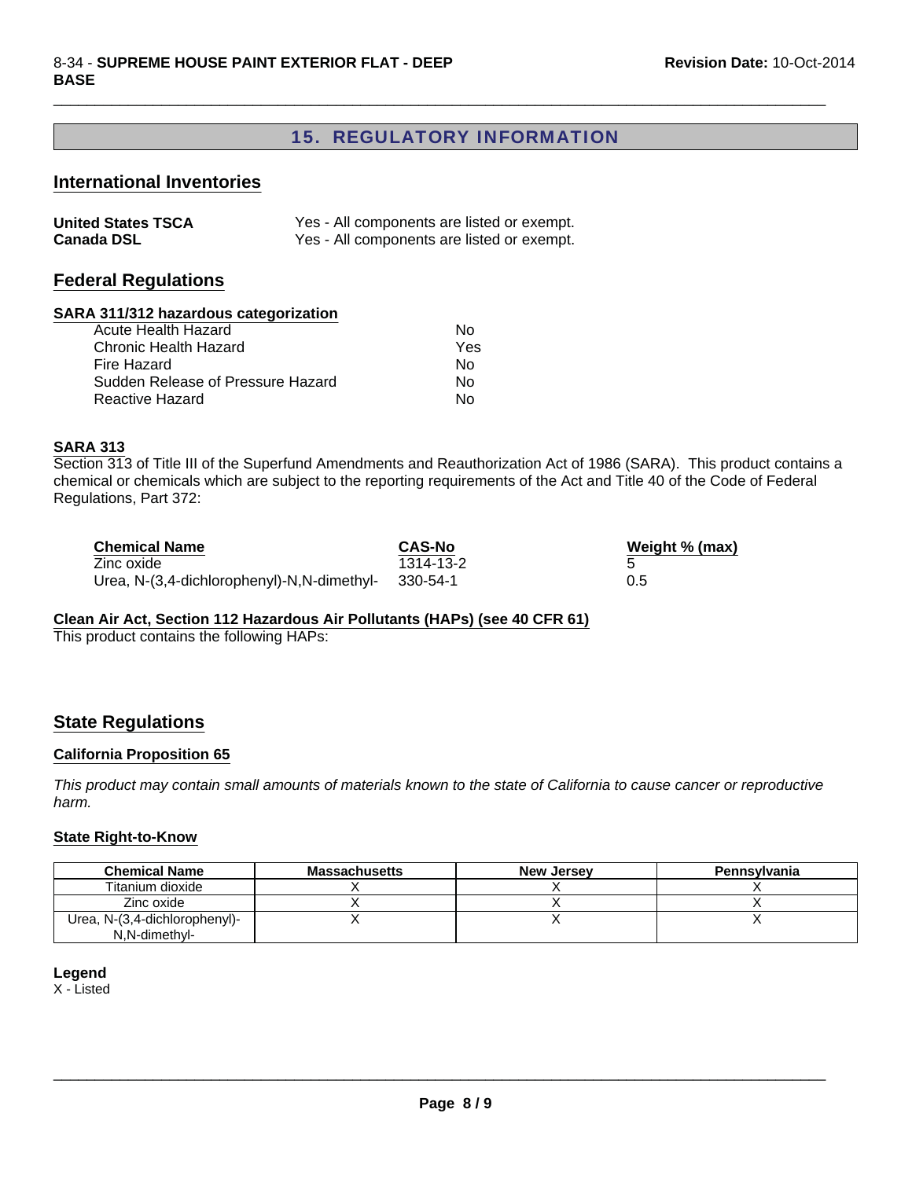## 15. REGULATORY INFORMATION

### International Inventories

| | |
|---|---|
| **United States TSCA** | Yes - All components are listed or exempt. |
| **Canada DSL** | Yes - All components are listed or exempt. |

### Federal Regulations

#### SARA 311/312 hazardous categorization

| | |
|---|---|
| Acute Health Hazard | No |
| Chronic Health Hazard | Yes |
| Fire Hazard | No |
| Sudden Release of Pressure Hazard | No |
| Reactive Hazard | No |

#### SARA 313

Section 313 of Title III of the Superfund Amendments and Reauthorization Act of 1986 (SARA). This product contains a chemical or chemicals which are subject to the reporting requirements of the Act and Title 40 of the Code of Federal Regulations, Part 372:

| Chemical Name | CAS-No | Weight % (max) |
|---|---|---|
| Zinc oxide | 1314-13-2 | 5 |
| Urea, N-(3,4-dichlorophenyl)-N,N-dimethyl- | 330-54-1 | 0.5 |

#### Clean Air Act, Section 112 Hazardous Air Pollutants (HAPs) (see 40 CFR 61)

This product contains the following HAPs:

### State Regulations

#### California Proposition 65

*This product may contain small amounts of materials known to the state of California to cause cancer or reproductive harm.*

#### State Right-to-Know

| Chemical Name | Massachusetts | New Jersey | Pennsylvania |
|---|---|---|---|
| Titanium dioxide | X | X | X |
| Zinc oxide | X | X | X |
| Urea, N-(3,4-dichlorophenyl)-N,N-dimethyl- | X | X | X |

**Legend**

X - Listed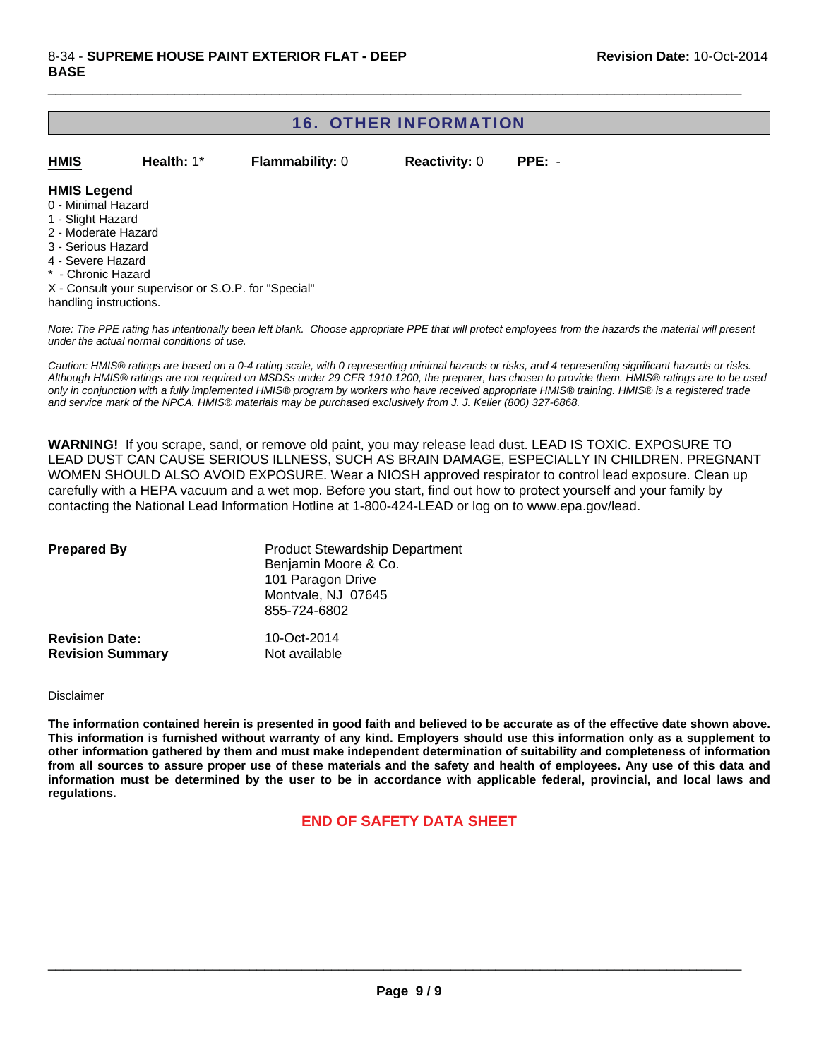## 16. OTHER INFORMATION

| HMIS | Health: 1* | Flammability: 0 | Reactivity: 0 | PPE: - |
|---|---|---|---|---|

**HMIS Legend**

0 - Minimal Hazard
1 - Slight Hazard
2 - Moderate Hazard
3 - Serious Hazard
4 - Severe Hazard
* - Chronic Hazard
X - Consult your supervisor or S.O.P. for "Special" handling instructions.

*Note: The PPE rating has intentionally been left blank. Choose appropriate PPE that will protect employees from the hazards the material will present under the actual normal conditions of use.*

*Caution: HMIS® ratings are based on a 0-4 rating scale, with 0 representing minimal hazards or risks, and 4 representing significant hazards or risks. Although HMIS® ratings are not required on MSDSs under 29 CFR 1910.1200, the preparer, has chosen to provide them. HMIS® ratings are to be used only in conjunction with a fully implemented HMIS® program by workers who have received appropriate HMIS® training. HMIS® is a registered trade and service mark of the NPCA. HMIS® materials may be purchased exclusively from J. J. Keller (800) 327-6868.*

**WARNING!** If you scrape, sand, or remove old paint, you may release lead dust. LEAD IS TOXIC. EXPOSURE TO LEAD DUST CAN CAUSE SERIOUS ILLNESS, SUCH AS BRAIN DAMAGE, ESPECIALLY IN CHILDREN. PREGNANT WOMEN SHOULD ALSO AVOID EXPOSURE. Wear a NIOSH approved respirator to control lead exposure. Clean up carefully with a HEPA vacuum and a wet mop. Before you start, find out how to protect yourself and your family by contacting the National Lead Information Hotline at 1-800-424-LEAD or log on to www.epa.gov/lead.

**Prepared By**
Product Stewardship Department
Benjamin Moore & Co.
101 Paragon Drive
Montvale, NJ 07645
855-724-6802

**Revision Date:** 10-Oct-2014
**Revision Summary** Not available

Disclaimer

**The information contained herein is presented in good faith and believed to be accurate as of the effective date shown above. This information is furnished without warranty of any kind. Employers should use this information only as a supplement to other information gathered by them and must make independent determination of suitability and completeness of information from all sources to assure proper use of these materials and the safety and health of employees. Any use of this data and information must be determined by the user to be in accordance with applicable federal, provincial, and local laws and regulations.**

**END OF SAFETY DATA SHEET**